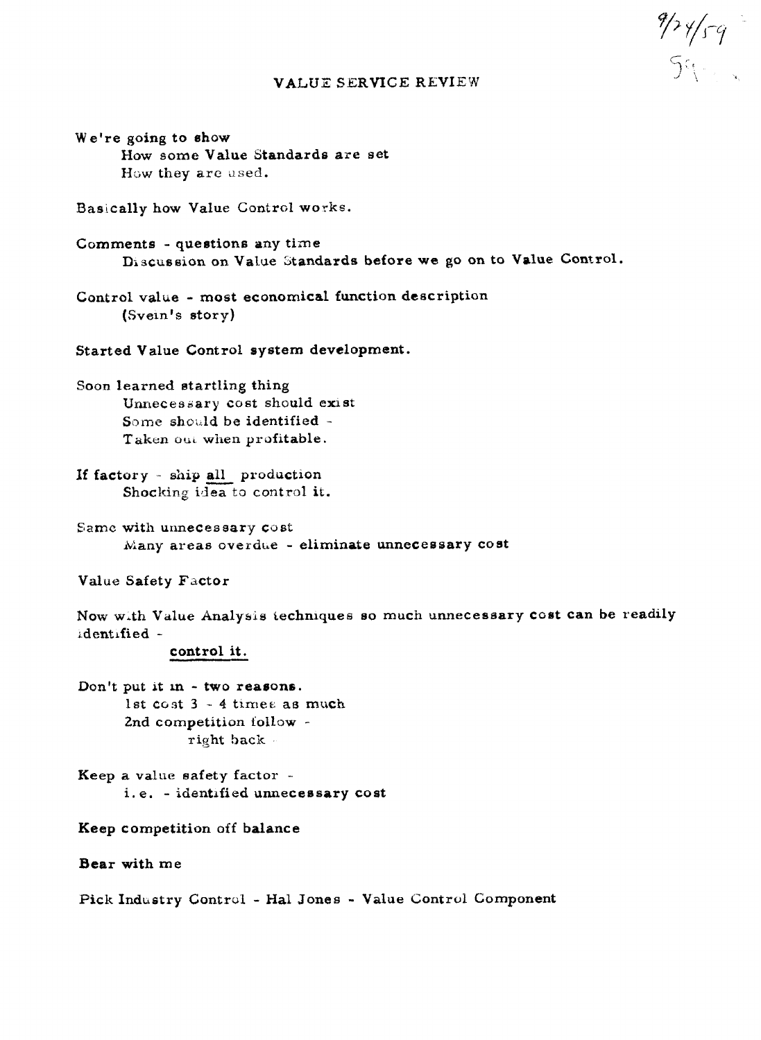9/24/59
59

# VALUE SERVICE REVIEW

We're going to show

- How some Value Standards are set
- How they are used.

Basically how Value Control works.

Comments - questions any time

- Discussion on Value Standards before we go on to Value Control.

Control value - most economical function description

- (Svein's story)

Started Value Control system development.

Soon learned startling thing

- Unnecessary cost should exist
- Some should be identified -
- Taken out when profitable.

If factory - ship all production

- Shocking idea to control it.

Same with unnecessary cost

- Many areas overdue - eliminate unnecessary cost

Value Safety Factor

Now with Value Analysis techniques so much unnecessary cost can be readily identified -

- control it.

Don't put it in - two reasons.

- 1st cost 3 - 4 times as much
- 2nd competition follow -
  - right back

Keep a value safety factor -

- i.e. - identified unnecessary cost

Keep competition off balance

Bear with me

Pick Industry Control - Hal Jones - Value Control Component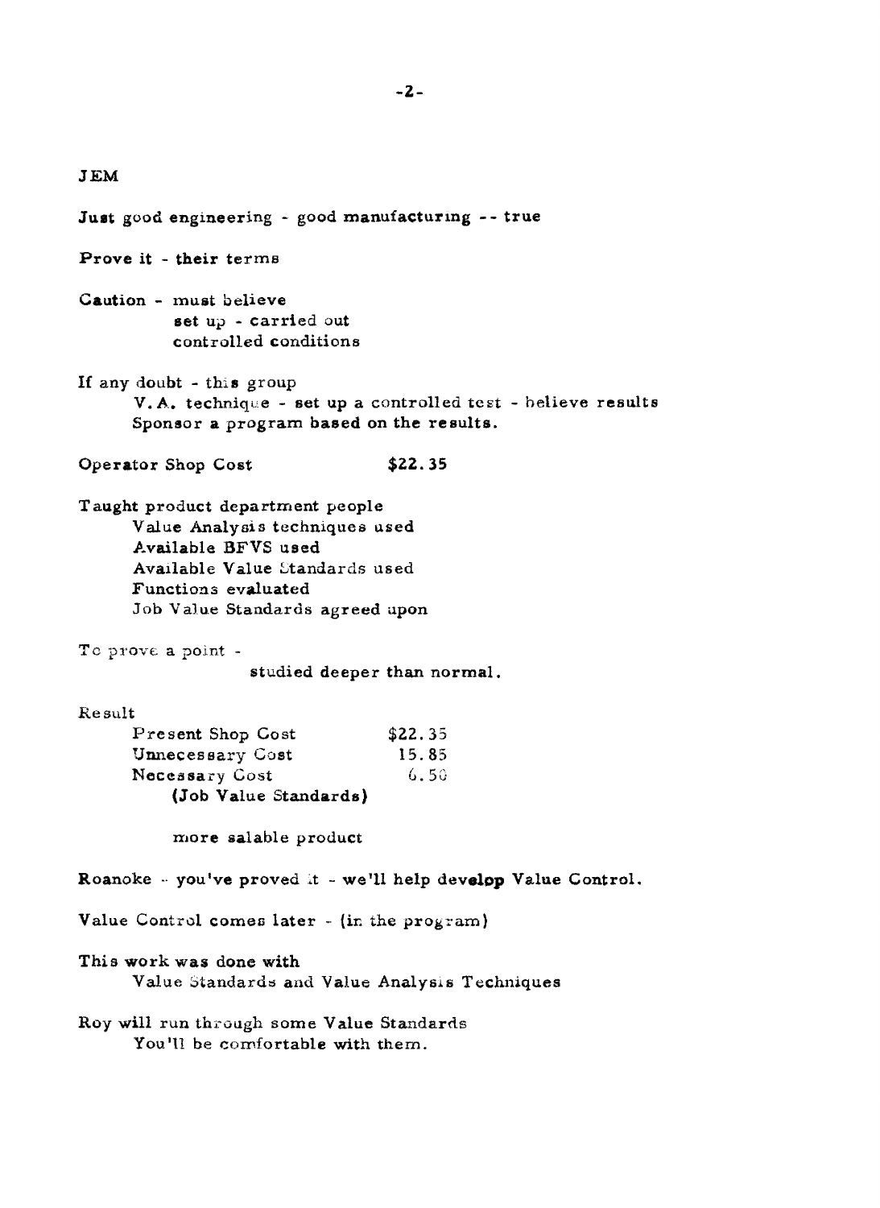JEM

**Just** good engineering - good **manufacturing -- true**

**Prove it - their** terms

**Caution** - must believe
**set** up - carried out
controlled conditions

If any doubt - this group
V.A. technique - set up a controlled test - believe results
Sponsor a program based on the results.

Operator Shop Cost $22.35

Taught product department people
Value Analysis techniques used
Available BFVS used
Available Value Standards used
Functions evaluated
Job Value Standards agreed upon

To prove a point -
studied deeper than normal.

Result

| | |
|---|---|
| Present Shop Cost | $22.35 |
| Unnecessary Cost | 15.85 |
| Necessary Cost | 6.50 |
| (Job Value Standards) | |

more salable product

**Roanoke** - you've proved it - we'll help **develop** Value Control.

Value Control comes later - (in the program)

This work was done with
Value Standards and Value Analysis Techniques

Roy will run through some Value Standards
You'll be comfortable with them.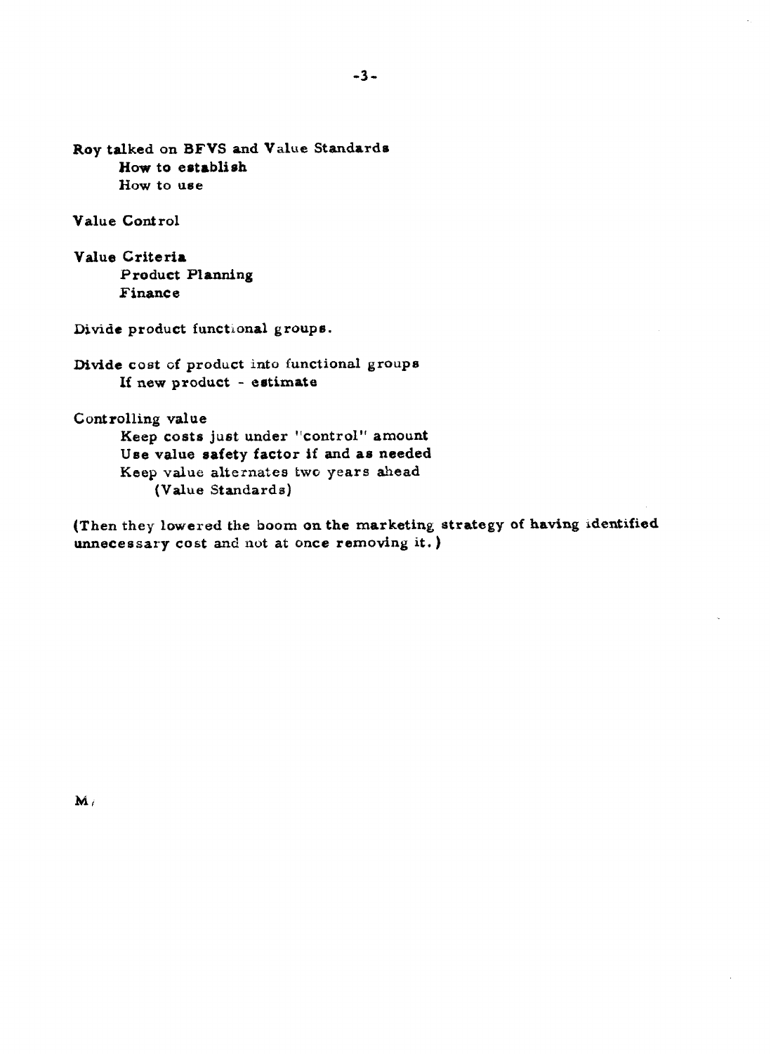Roy talked on BFVS and Value Standards
- How to establish
- How to use

Value Control

Value Criteria
- Product Planning
- Finance

Divide product functional groups.

Divide cost of product into functional groups
- If new product - estimate

Controlling value
- Keep costs just under "control" amount
- Use value safety factor if and as needed
- Keep value alternates two years ahead
  - (Value Standards)

(Then they lowered the boom on the marketing strategy of having identified unnecessary cost and not at once removing it.)

M/